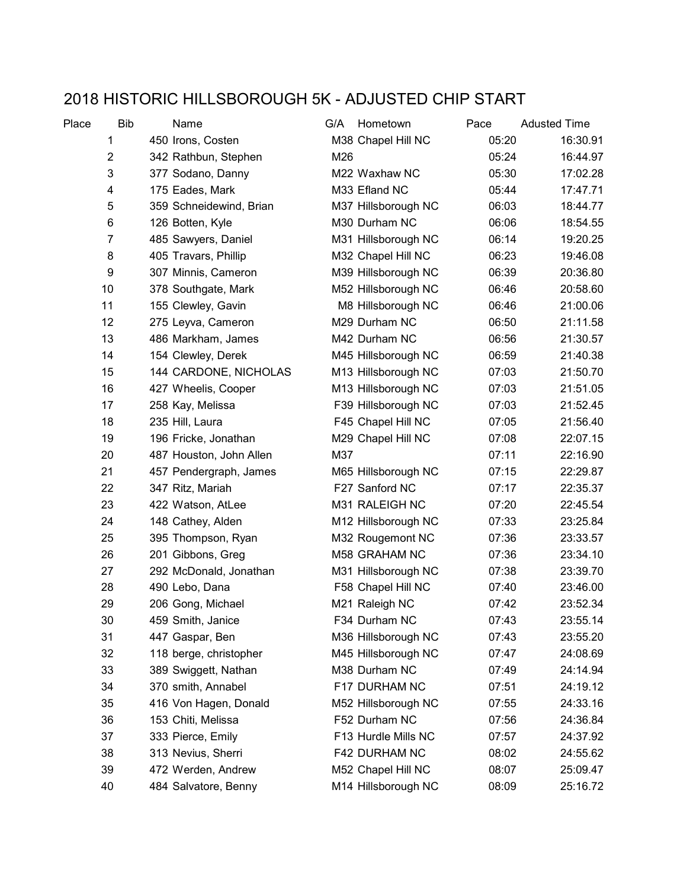# 2018 HISTORIC HILLSBOROUGH 5K - ADJUSTED CHIP START

| Place | Bib | Name | G/A | Hometown | Pace | Adusted Time |
|---|---|---|---|---|---|---|
| 1 | 450 | Irons, Costen | M38 | Chapel Hill NC | 05:20 | 16:30.91 |
| 2 | 342 | Rathbun, Stephen | M26 | | 05:24 | 16:44.97 |
| 3 | 377 | Sodano, Danny | M22 | Waxhaw NC | 05:30 | 17:02.28 |
| 4 | 175 | Eades, Mark | M33 | Efland NC | 05:44 | 17:47.71 |
| 5 | 359 | Schneidewind, Brian | M37 | Hillsborough NC | 06:03 | 18:44.77 |
| 6 | 126 | Botten, Kyle | M30 | Durham NC | 06:06 | 18:54.55 |
| 7 | 485 | Sawyers, Daniel | M31 | Hillsborough NC | 06:14 | 19:20.25 |
| 8 | 405 | Travars, Phillip | M32 | Chapel Hill NC | 06:23 | 19:46.08 |
| 9 | 307 | Minnis, Cameron | M39 | Hillsborough NC | 06:39 | 20:36.80 |
| 10 | 378 | Southgate, Mark | M52 | Hillsborough NC | 06:46 | 20:58.60 |
| 11 | 155 | Clewley, Gavin | M8 | Hillsborough NC | 06:46 | 21:00.06 |
| 12 | 275 | Leyva, Cameron | M29 | Durham NC | 06:50 | 21:11.58 |
| 13 | 486 | Markham, James | M42 | Durham NC | 06:56 | 21:30.57 |
| 14 | 154 | Clewley, Derek | M45 | Hillsborough NC | 06:59 | 21:40.38 |
| 15 | 144 | CARDONE, NICHOLAS | M13 | Hillsborough NC | 07:03 | 21:50.70 |
| 16 | 427 | Wheelis, Cooper | M13 | Hillsborough NC | 07:03 | 21:51.05 |
| 17 | 258 | Kay, Melissa | F39 | Hillsborough NC | 07:03 | 21:52.45 |
| 18 | 235 | Hill, Laura | F45 | Chapel Hill NC | 07:05 | 21:56.40 |
| 19 | 196 | Fricke, Jonathan | M29 | Chapel Hill NC | 07:08 | 22:07.15 |
| 20 | 487 | Houston, John Allen | M37 | | 07:11 | 22:16.90 |
| 21 | 457 | Pendergraph, James | M65 | Hillsborough NC | 07:15 | 22:29.87 |
| 22 | 347 | Ritz, Mariah | F27 | Sanford NC | 07:17 | 22:35.37 |
| 23 | 422 | Watson, AtLee | M31 | RALEIGH NC | 07:20 | 22:45.54 |
| 24 | 148 | Cathey, Alden | M12 | Hillsborough NC | 07:33 | 23:25.84 |
| 25 | 395 | Thompson, Ryan | M32 | Rougemont NC | 07:36 | 23:33.57 |
| 26 | 201 | Gibbons, Greg | M58 | GRAHAM NC | 07:36 | 23:34.10 |
| 27 | 292 | McDonald, Jonathan | M31 | Hillsborough NC | 07:38 | 23:39.70 |
| 28 | 490 | Lebo, Dana | F58 | Chapel Hill NC | 07:40 | 23:46.00 |
| 29 | 206 | Gong, Michael | M21 | Raleigh NC | 07:42 | 23:52.34 |
| 30 | 459 | Smith, Janice | F34 | Durham NC | 07:43 | 23:55.14 |
| 31 | 447 | Gaspar, Ben | M36 | Hillsborough NC | 07:43 | 23:55.20 |
| 32 | 118 | berge, christopher | M45 | Hillsborough NC | 07:47 | 24:08.69 |
| 33 | 389 | Swiggett, Nathan | M38 | Durham NC | 07:49 | 24:14.94 |
| 34 | 370 | smith, Annabel | F17 | DURHAM NC | 07:51 | 24:19.12 |
| 35 | 416 | Von Hagen, Donald | M52 | Hillsborough NC | 07:55 | 24:33.16 |
| 36 | 153 | Chiti, Melissa | F52 | Durham NC | 07:56 | 24:36.84 |
| 37 | 333 | Pierce, Emily | F13 | Hurdle Mills NC | 07:57 | 24:37.92 |
| 38 | 313 | Nevius, Sherri | F42 | DURHAM NC | 08:02 | 24:55.62 |
| 39 | 472 | Werden, Andrew | M52 | Chapel Hill NC | 08:07 | 25:09.47 |
| 40 | 484 | Salvatore, Benny | M14 | Hillsborough NC | 08:09 | 25:16.72 |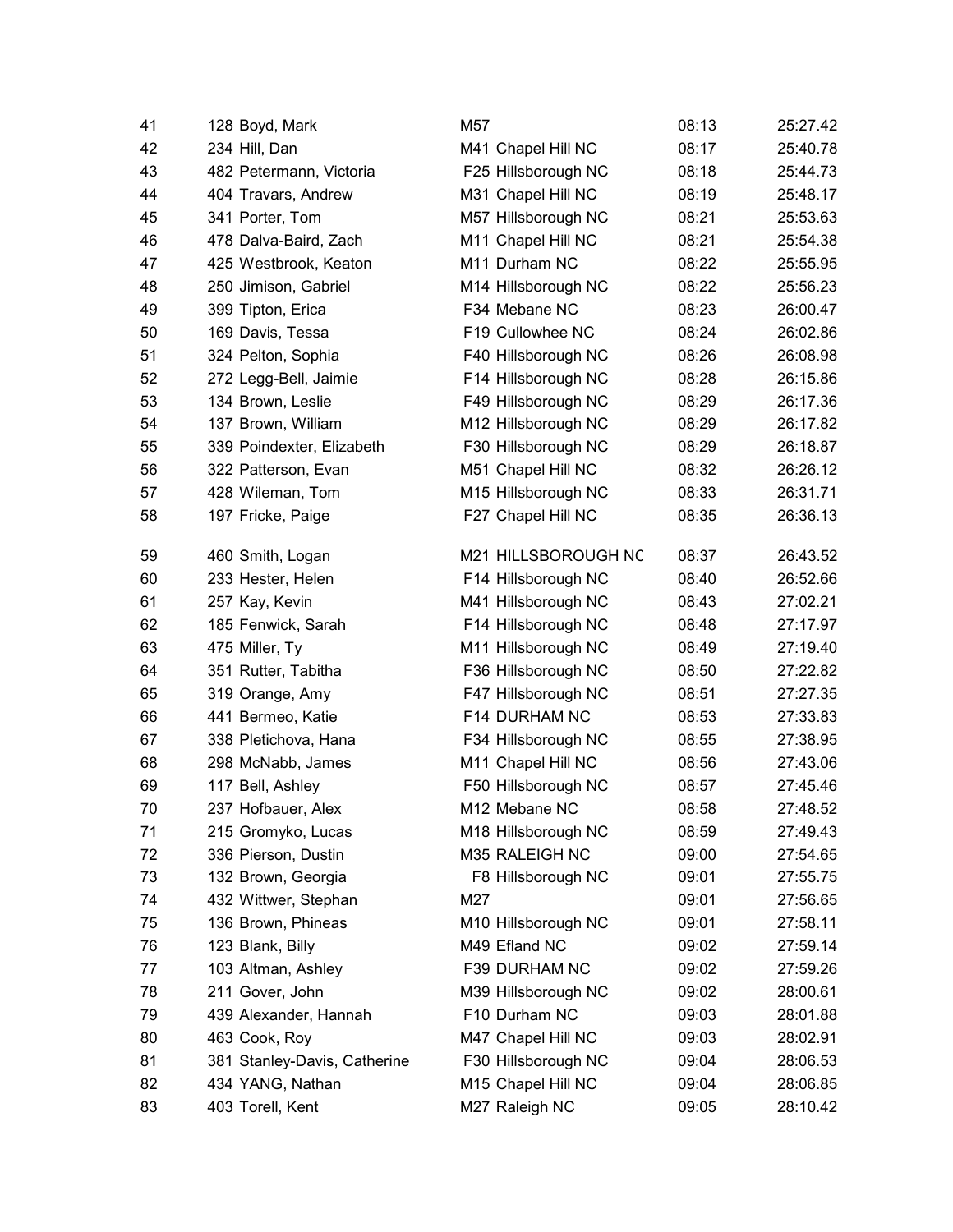| | | | | |
|---|---|---|---|---|
| 41 | 128 Boyd, Mark | M57 | 08:13 | 25:27.42 |
| 42 | 234 Hill, Dan | M41 Chapel Hill NC | 08:17 | 25:40.78 |
| 43 | 482 Petermann, Victoria | F25 Hillsborough NC | 08:18 | 25:44.73 |
| 44 | 404 Travars, Andrew | M31 Chapel Hill NC | 08:19 | 25:48.17 |
| 45 | 341 Porter, Tom | M57 Hillsborough NC | 08:21 | 25:53.63 |
| 46 | 478 Dalva-Baird, Zach | M11 Chapel Hill NC | 08:21 | 25:54.38 |
| 47 | 425 Westbrook, Keaton | M11 Durham NC | 08:22 | 25:55.95 |
| 48 | 250 Jimison, Gabriel | M14 Hillsborough NC | 08:22 | 25:56.23 |
| 49 | 399 Tipton, Erica | F34 Mebane NC | 08:23 | 26:00.47 |
| 50 | 169 Davis, Tessa | F19 Cullowhee NC | 08:24 | 26:02.86 |
| 51 | 324 Pelton, Sophia | F40 Hillsborough NC | 08:26 | 26:08.98 |
| 52 | 272 Legg-Bell, Jaimie | F14 Hillsborough NC | 08:28 | 26:15.86 |
| 53 | 134 Brown, Leslie | F49 Hillsborough NC | 08:29 | 26:17.36 |
| 54 | 137 Brown, William | M12 Hillsborough NC | 08:29 | 26:17.82 |
| 55 | 339 Poindexter, Elizabeth | F30 Hillsborough NC | 08:29 | 26:18.87 |
| 56 | 322 Patterson, Evan | M51 Chapel Hill NC | 08:32 | 26:26.12 |
| 57 | 428 Wileman, Tom | M15 Hillsborough NC | 08:33 | 26:31.71 |
| 58 | 197 Fricke, Paige | F27 Chapel Hill NC | 08:35 | 26:36.13 |
| 59 | 460 Smith, Logan | M21 HILLSBOROUGH NC | 08:37 | 26:43.52 |
| 60 | 233 Hester, Helen | F14 Hillsborough NC | 08:40 | 26:52.66 |
| 61 | 257 Kay, Kevin | M41 Hillsborough NC | 08:43 | 27:02.21 |
| 62 | 185 Fenwick, Sarah | F14 Hillsborough NC | 08:48 | 27:17.97 |
| 63 | 475 Miller, Ty | M11 Hillsborough NC | 08:49 | 27:19.40 |
| 64 | 351 Rutter, Tabitha | F36 Hillsborough NC | 08:50 | 27:22.82 |
| 65 | 319 Orange, Amy | F47 Hillsborough NC | 08:51 | 27:27.35 |
| 66 | 441 Bermeo, Katie | F14 DURHAM NC | 08:53 | 27:33.83 |
| 67 | 338 Pletichova, Hana | F34 Hillsborough NC | 08:55 | 27:38.95 |
| 68 | 298 McNabb, James | M11 Chapel Hill NC | 08:56 | 27:43.06 |
| 69 | 117 Bell, Ashley | F50 Hillsborough NC | 08:57 | 27:45.46 |
| 70 | 237 Hofbauer, Alex | M12 Mebane NC | 08:58 | 27:48.52 |
| 71 | 215 Gromyko, Lucas | M18 Hillsborough NC | 08:59 | 27:49.43 |
| 72 | 336 Pierson, Dustin | M35 RALEIGH NC | 09:00 | 27:54.65 |
| 73 | 132 Brown, Georgia | F8 Hillsborough NC | 09:01 | 27:55.75 |
| 74 | 432 Wittwer, Stephan | M27 | 09:01 | 27:56.65 |
| 75 | 136 Brown, Phineas | M10 Hillsborough NC | 09:01 | 27:58.11 |
| 76 | 123 Blank, Billy | M49 Efland NC | 09:02 | 27:59.14 |
| 77 | 103 Altman, Ashley | F39 DURHAM NC | 09:02 | 27:59.26 |
| 78 | 211 Gover, John | M39 Hillsborough NC | 09:02 | 28:00.61 |
| 79 | 439 Alexander, Hannah | F10 Durham NC | 09:03 | 28:01.88 |
| 80 | 463 Cook, Roy | M47 Chapel Hill NC | 09:03 | 28:02.91 |
| 81 | 381 Stanley-Davis, Catherine | F30 Hillsborough NC | 09:04 | 28:06.53 |
| 82 | 434 YANG, Nathan | M15 Chapel Hill NC | 09:04 | 28:06.85 |
| 83 | 403 Torell, Kent | M27 Raleigh NC | 09:05 | 28:10.42 |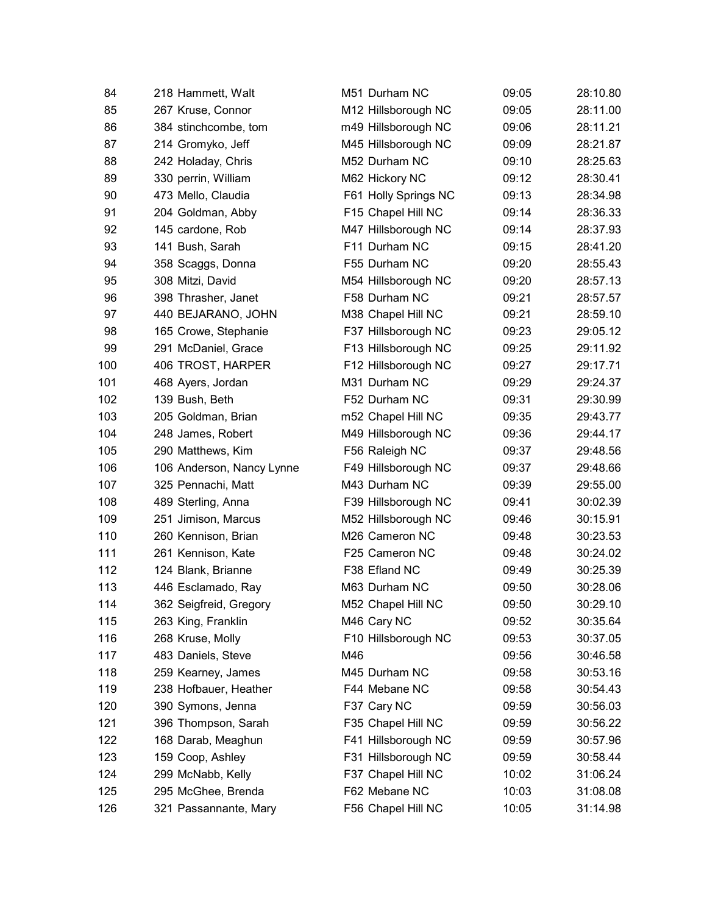| | | | | |
|---|---|---|---|---|
| 84 | 218 Hammett, Walt | M51 Durham NC | 09:05 | 28:10.80 |
| 85 | 267 Kruse, Connor | M12 Hillsborough NC | 09:05 | 28:11.00 |
| 86 | 384 stinchcombe, tom | m49 Hillsborough NC | 09:06 | 28:11.21 |
| 87 | 214 Gromyko, Jeff | M45 Hillsborough NC | 09:09 | 28:21.87 |
| 88 | 242 Holaday, Chris | M52 Durham NC | 09:10 | 28:25.63 |
| 89 | 330 perrin, William | M62 Hickory NC | 09:12 | 28:30.41 |
| 90 | 473 Mello, Claudia | F61 Holly Springs NC | 09:13 | 28:34.98 |
| 91 | 204 Goldman, Abby | F15 Chapel Hill NC | 09:14 | 28:36.33 |
| 92 | 145 cardone, Rob | M47 Hillsborough NC | 09:14 | 28:37.93 |
| 93 | 141 Bush, Sarah | F11 Durham NC | 09:15 | 28:41.20 |
| 94 | 358 Scaggs, Donna | F55 Durham NC | 09:20 | 28:55.43 |
| 95 | 308 Mitzi, David | M54 Hillsborough NC | 09:20 | 28:57.13 |
| 96 | 398 Thrasher, Janet | F58 Durham NC | 09:21 | 28:57.57 |
| 97 | 440 BEJARANO, JOHN | M38 Chapel Hill NC | 09:21 | 28:59.10 |
| 98 | 165 Crowe, Stephanie | F37 Hillsborough NC | 09:23 | 29:05.12 |
| 99 | 291 McDaniel, Grace | F13 Hillsborough NC | 09:25 | 29:11.92 |
| 100 | 406 TROST, HARPER | F12 Hillsborough NC | 09:27 | 29:17.71 |
| 101 | 468 Ayers, Jordan | M31 Durham NC | 09:29 | 29:24.37 |
| 102 | 139 Bush, Beth | F52 Durham NC | 09:31 | 29:30.99 |
| 103 | 205 Goldman, Brian | m52 Chapel Hill NC | 09:35 | 29:43.77 |
| 104 | 248 James, Robert | M49 Hillsborough NC | 09:36 | 29:44.17 |
| 105 | 290 Matthews, Kim | F56 Raleigh NC | 09:37 | 29:48.56 |
| 106 | 106 Anderson, Nancy Lynne | F49 Hillsborough NC | 09:37 | 29:48.66 |
| 107 | 325 Pennachi, Matt | M43 Durham NC | 09:39 | 29:55.00 |
| 108 | 489 Sterling, Anna | F39 Hillsborough NC | 09:41 | 30:02.39 |
| 109 | 251 Jimison, Marcus | M52 Hillsborough NC | 09:46 | 30:15.91 |
| 110 | 260 Kennison, Brian | M26 Cameron NC | 09:48 | 30:23.53 |
| 111 | 261 Kennison, Kate | F25 Cameron NC | 09:48 | 30:24.02 |
| 112 | 124 Blank, Brianne | F38 Efland NC | 09:49 | 30:25.39 |
| 113 | 446 Esclamado, Ray | M63 Durham NC | 09:50 | 30:28.06 |
| 114 | 362 Seigfreid, Gregory | M52 Chapel Hill NC | 09:50 | 30:29.10 |
| 115 | 263 King, Franklin | M46 Cary NC | 09:52 | 30:35.64 |
| 116 | 268 Kruse, Molly | F10 Hillsborough NC | 09:53 | 30:37.05 |
| 117 | 483 Daniels, Steve | M46 | 09:56 | 30:46.58 |
| 118 | 259 Kearney, James | M45 Durham NC | 09:58 | 30:53.16 |
| 119 | 238 Hofbauer, Heather | F44 Mebane NC | 09:58 | 30:54.43 |
| 120 | 390 Symons, Jenna | F37 Cary NC | 09:59 | 30:56.03 |
| 121 | 396 Thompson, Sarah | F35 Chapel Hill NC | 09:59 | 30:56.22 |
| 122 | 168 Darab, Meaghun | F41 Hillsborough NC | 09:59 | 30:57.96 |
| 123 | 159 Coop, Ashley | F31 Hillsborough NC | 09:59 | 30:58.44 |
| 124 | 299 McNabb, Kelly | F37 Chapel Hill NC | 10:02 | 31:06.24 |
| 125 | 295 McGhee, Brenda | F62 Mebane NC | 10:03 | 31:08.08 |
| 126 | 321 Passannante, Mary | F56 Chapel Hill NC | 10:05 | 31:14.98 |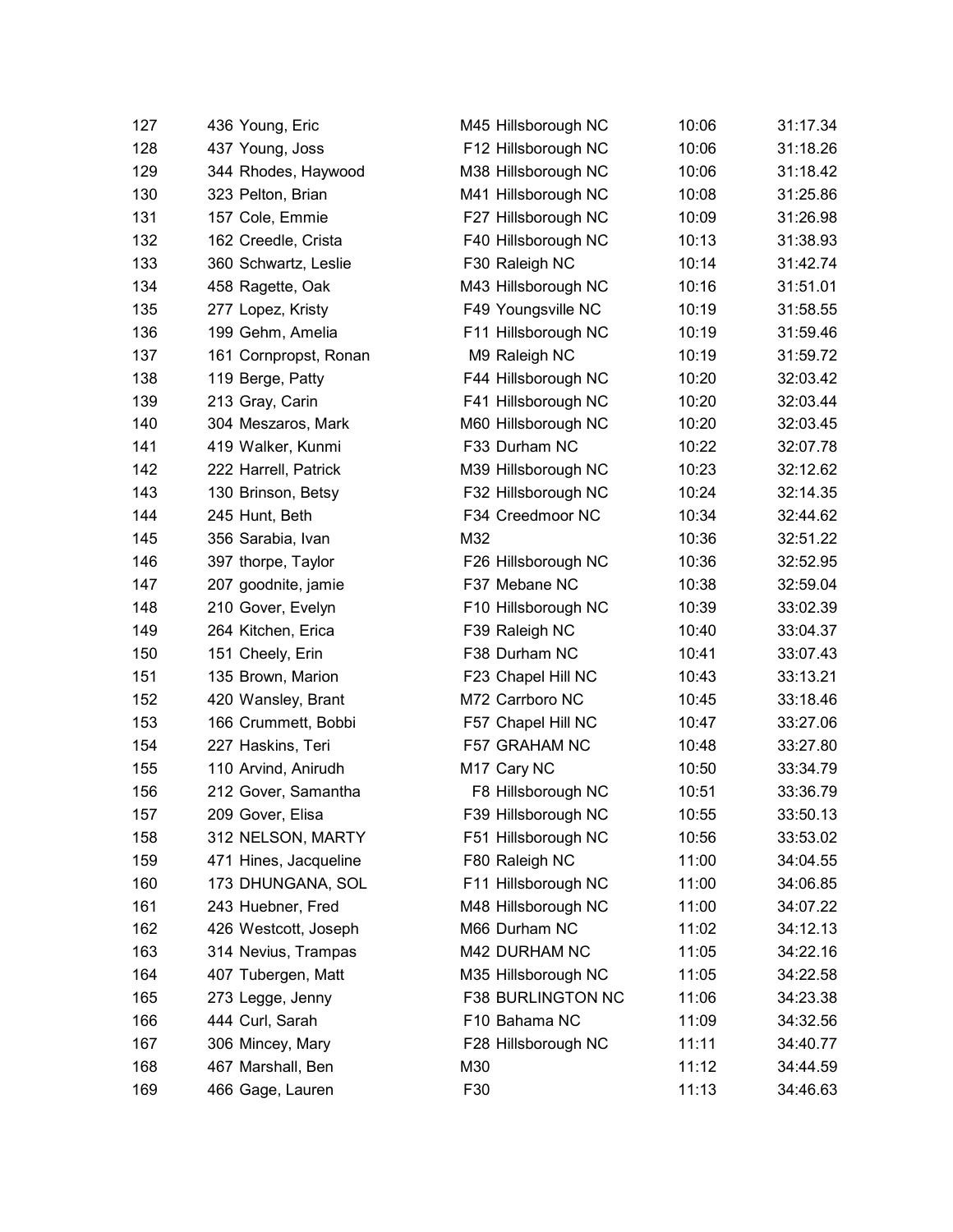| | | | | | |
|---|---|---|---|---|---|
| 127 | 436 Young, Eric | M45 Hillsborough NC | 10:06 | 31:17.34 |
| 128 | 437 Young, Joss | F12 Hillsborough NC | 10:06 | 31:18.26 |
| 129 | 344 Rhodes, Haywood | M38 Hillsborough NC | 10:06 | 31:18.42 |
| 130 | 323 Pelton, Brian | M41 Hillsborough NC | 10:08 | 31:25.86 |
| 131 | 157 Cole, Emmie | F27 Hillsborough NC | 10:09 | 31:26.98 |
| 132 | 162 Creedle, Crista | F40 Hillsborough NC | 10:13 | 31:38.93 |
| 133 | 360 Schwartz, Leslie | F30 Raleigh NC | 10:14 | 31:42.74 |
| 134 | 458 Ragette, Oak | M43 Hillsborough NC | 10:16 | 31:51.01 |
| 135 | 277 Lopez, Kristy | F49 Youngsville NC | 10:19 | 31:58.55 |
| 136 | 199 Gehm, Amelia | F11 Hillsborough NC | 10:19 | 31:59.46 |
| 137 | 161 Cornpropst, Ronan | M9 Raleigh NC | 10:19 | 31:59.72 |
| 138 | 119 Berge, Patty | F44 Hillsborough NC | 10:20 | 32:03.42 |
| 139 | 213 Gray, Carin | F41 Hillsborough NC | 10:20 | 32:03.44 |
| 140 | 304 Meszaros, Mark | M60 Hillsborough NC | 10:20 | 32:03.45 |
| 141 | 419 Walker, Kunmi | F33 Durham NC | 10:22 | 32:07.78 |
| 142 | 222 Harrell, Patrick | M39 Hillsborough NC | 10:23 | 32:12.62 |
| 143 | 130 Brinson, Betsy | F32 Hillsborough NC | 10:24 | 32:14.35 |
| 144 | 245 Hunt, Beth | F34 Creedmoor NC | 10:34 | 32:44.62 |
| 145 | 356 Sarabia, Ivan | M32 | 10:36 | 32:51.22 |
| 146 | 397 thorpe, Taylor | F26 Hillsborough NC | 10:36 | 32:52.95 |
| 147 | 207 goodnite, jamie | F37 Mebane NC | 10:38 | 32:59.04 |
| 148 | 210 Gover, Evelyn | F10 Hillsborough NC | 10:39 | 33:02.39 |
| 149 | 264 Kitchen, Erica | F39 Raleigh NC | 10:40 | 33:04.37 |
| 150 | 151 Cheely, Erin | F38 Durham NC | 10:41 | 33:07.43 |
| 151 | 135 Brown, Marion | F23 Chapel Hill NC | 10:43 | 33:13.21 |
| 152 | 420 Wansley, Brant | M72 Carrboro NC | 10:45 | 33:18.46 |
| 153 | 166 Crummett, Bobbi | F57 Chapel Hill NC | 10:47 | 33:27.06 |
| 154 | 227 Haskins, Teri | F57 GRAHAM NC | 10:48 | 33:27.80 |
| 155 | 110 Arvind, Anirudh | M17 Cary NC | 10:50 | 33:34.79 |
| 156 | 212 Gover, Samantha | F8 Hillsborough NC | 10:51 | 33:36.79 |
| 157 | 209 Gover, Elisa | F39 Hillsborough NC | 10:55 | 33:50.13 |
| 158 | 312 NELSON, MARTY | F51 Hillsborough NC | 10:56 | 33:53.02 |
| 159 | 471 Hines, Jacqueline | F80 Raleigh NC | 11:00 | 34:04.55 |
| 160 | 173 DHUNGANA, SOL | F11 Hillsborough NC | 11:00 | 34:06.85 |
| 161 | 243 Huebner, Fred | M48 Hillsborough NC | 11:00 | 34:07.22 |
| 162 | 426 Westcott, Joseph | M66 Durham NC | 11:02 | 34:12.13 |
| 163 | 314 Nevius, Trampas | M42 DURHAM NC | 11:05 | 34:22.16 |
| 164 | 407 Tubergen, Matt | M35 Hillsborough NC | 11:05 | 34:22.58 |
| 165 | 273 Legge, Jenny | F38 BURLINGTON NC | 11:06 | 34:23.38 |
| 166 | 444 Curl, Sarah | F10 Bahama NC | 11:09 | 34:32.56 |
| 167 | 306 Mincey, Mary | F28 Hillsborough NC | 11:11 | 34:40.77 |
| 168 | 467 Marshall, Ben | M30 | 11:12 | 34:44.59 |
| 169 | 466 Gage, Lauren | F30 | 11:13 | 34:46.63 |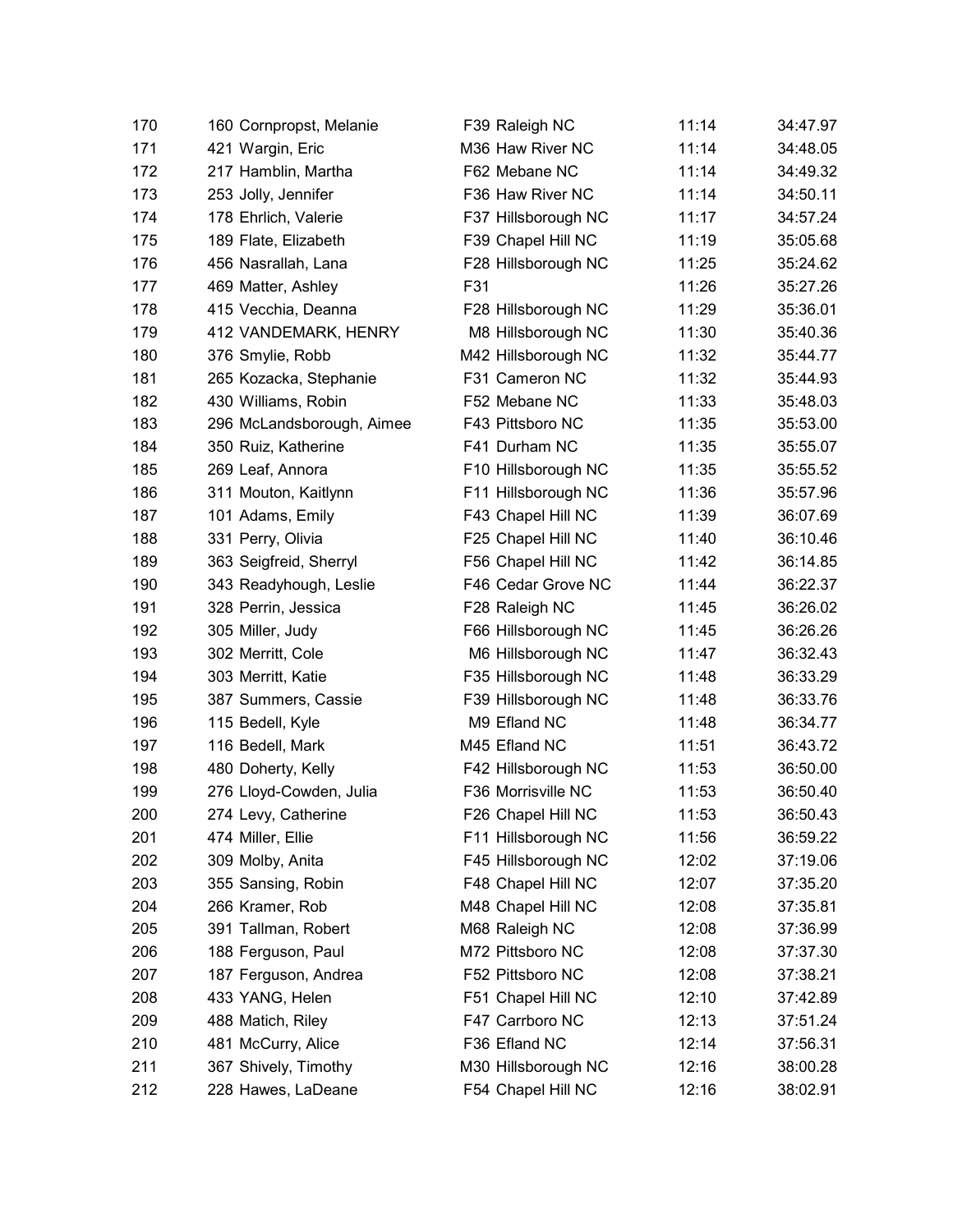| | | | | |
|---|---|---|---|---|
| 170 | 160 Cornpropst, Melanie | F39 Raleigh NC | 11:14 | 34:47.97 |
| 171 | 421 Wargin, Eric | M36 Haw River NC | 11:14 | 34:48.05 |
| 172 | 217 Hamblin, Martha | F62 Mebane NC | 11:14 | 34:49.32 |
| 173 | 253 Jolly, Jennifer | F36 Haw River NC | 11:14 | 34:50.11 |
| 174 | 178 Ehrlich, Valerie | F37 Hillsborough NC | 11:17 | 34:57.24 |
| 175 | 189 Flate, Elizabeth | F39 Chapel Hill NC | 11:19 | 35:05.68 |
| 176 | 456 Nasrallah, Lana | F28 Hillsborough NC | 11:25 | 35:24.62 |
| 177 | 469 Matter, Ashley | F31 | 11:26 | 35:27.26 |
| 178 | 415 Vecchia, Deanna | F28 Hillsborough NC | 11:29 | 35:36.01 |
| 179 | 412 VANDEMARK, HENRY | M8 Hillsborough NC | 11:30 | 35:40.36 |
| 180 | 376 Smylie, Robb | M42 Hillsborough NC | 11:32 | 35:44.77 |
| 181 | 265 Kozacka, Stephanie | F31 Cameron NC | 11:32 | 35:44.93 |
| 182 | 430 Williams, Robin | F52 Mebane NC | 11:33 | 35:48.03 |
| 183 | 296 McLandsborough, Aimee | F43 Pittsboro NC | 11:35 | 35:53.00 |
| 184 | 350 Ruiz, Katherine | F41 Durham NC | 11:35 | 35:55.07 |
| 185 | 269 Leaf, Annora | F10 Hillsborough NC | 11:35 | 35:55.52 |
| 186 | 311 Mouton, Kaitlynn | F11 Hillsborough NC | 11:36 | 35:57.96 |
| 187 | 101 Adams, Emily | F43 Chapel Hill NC | 11:39 | 36:07.69 |
| 188 | 331 Perry, Olivia | F25 Chapel Hill NC | 11:40 | 36:10.46 |
| 189 | 363 Seigfreid, Sherryl | F56 Chapel Hill NC | 11:42 | 36:14.85 |
| 190 | 343 Readyhough, Leslie | F46 Cedar Grove NC | 11:44 | 36:22.37 |
| 191 | 328 Perrin, Jessica | F28 Raleigh NC | 11:45 | 36:26.02 |
| 192 | 305 Miller, Judy | F66 Hillsborough NC | 11:45 | 36:26.26 |
| 193 | 302 Merritt, Cole | M6 Hillsborough NC | 11:47 | 36:32.43 |
| 194 | 303 Merritt, Katie | F35 Hillsborough NC | 11:48 | 36:33.29 |
| 195 | 387 Summers, Cassie | F39 Hillsborough NC | 11:48 | 36:33.76 |
| 196 | 115 Bedell, Kyle | M9 Efland NC | 11:48 | 36:34.77 |
| 197 | 116 Bedell, Mark | M45 Efland NC | 11:51 | 36:43.72 |
| 198 | 480 Doherty, Kelly | F42 Hillsborough NC | 11:53 | 36:50.00 |
| 199 | 276 Lloyd-Cowden, Julia | F36 Morrisville NC | 11:53 | 36:50.40 |
| 200 | 274 Levy, Catherine | F26 Chapel Hill NC | 11:53 | 36:50.43 |
| 201 | 474 Miller, Ellie | F11 Hillsborough NC | 11:56 | 36:59.22 |
| 202 | 309 Molby, Anita | F45 Hillsborough NC | 12:02 | 37:19.06 |
| 203 | 355 Sansing, Robin | F48 Chapel Hill NC | 12:07 | 37:35.20 |
| 204 | 266 Kramer, Rob | M48 Chapel Hill NC | 12:08 | 37:35.81 |
| 205 | 391 Tallman, Robert | M68 Raleigh NC | 12:08 | 37:36.99 |
| 206 | 188 Ferguson, Paul | M72 Pittsboro NC | 12:08 | 37:37.30 |
| 207 | 187 Ferguson, Andrea | F52 Pittsboro NC | 12:08 | 37:38.21 |
| 208 | 433 YANG, Helen | F51 Chapel Hill NC | 12:10 | 37:42.89 |
| 209 | 488 Matich, Riley | F47 Carrboro NC | 12:13 | 37:51.24 |
| 210 | 481 McCurry, Alice | F36 Efland NC | 12:14 | 37:56.31 |
| 211 | 367 Shively, Timothy | M30 Hillsborough NC | 12:16 | 38:00.28 |
| 212 | 228 Hawes, LaDeane | F54 Chapel Hill NC | 12:16 | 38:02.91 |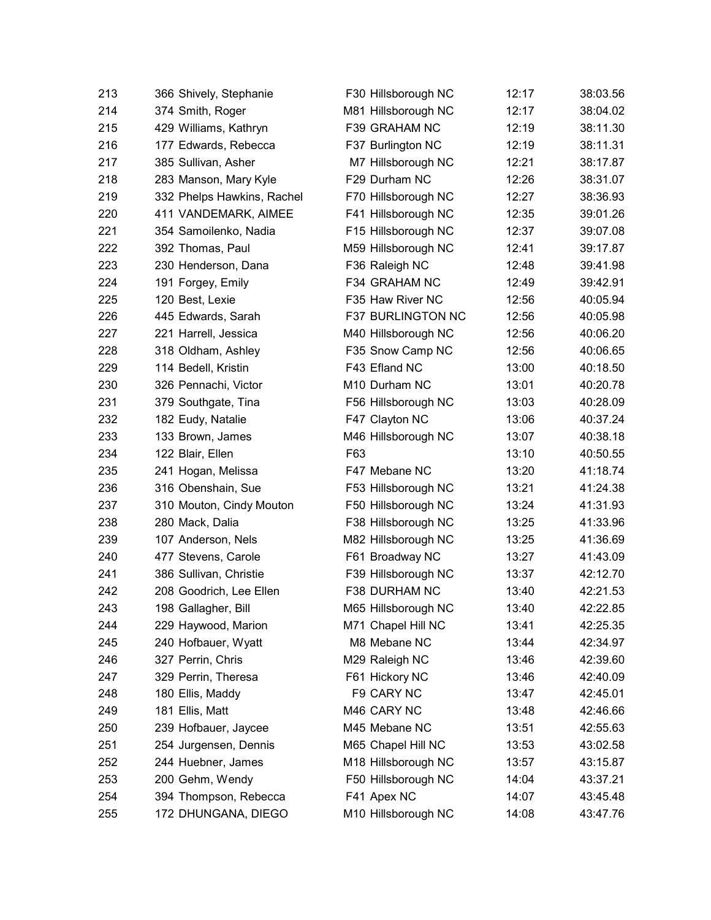| | | | | | |
|---|---|---|---|---|---|
| 213 | 366 | Shively, Stephanie | F30 Hillsborough NC | 12:17 | 38:03.56 |
| 214 | 374 | Smith, Roger | M81 Hillsborough NC | 12:17 | 38:04.02 |
| 215 | 429 | Williams, Kathryn | F39 GRAHAM NC | 12:19 | 38:11.30 |
| 216 | 177 | Edwards, Rebecca | F37 Burlington NC | 12:19 | 38:11.31 |
| 217 | 385 | Sullivan, Asher | M7 Hillsborough NC | 12:21 | 38:17.87 |
| 218 | 283 | Manson, Mary Kyle | F29 Durham NC | 12:26 | 38:31.07 |
| 219 | 332 | Phelps Hawkins, Rachel | F70 Hillsborough NC | 12:27 | 38:36.93 |
| 220 | 411 | VANDEMARK, AIMEE | F41 Hillsborough NC | 12:35 | 39:01.26 |
| 221 | 354 | Samoilenko, Nadia | F15 Hillsborough NC | 12:37 | 39:07.08 |
| 222 | 392 | Thomas, Paul | M59 Hillsborough NC | 12:41 | 39:17.87 |
| 223 | 230 | Henderson, Dana | F36 Raleigh NC | 12:48 | 39:41.98 |
| 224 | 191 | Forgey, Emily | F34 GRAHAM NC | 12:49 | 39:42.91 |
| 225 | 120 | Best, Lexie | F35 Haw River NC | 12:56 | 40:05.94 |
| 226 | 445 | Edwards, Sarah | F37 BURLINGTON NC | 12:56 | 40:05.98 |
| 227 | 221 | Harrell, Jessica | M40 Hillsborough NC | 12:56 | 40:06.20 |
| 228 | 318 | Oldham, Ashley | F35 Snow Camp NC | 12:56 | 40:06.65 |
| 229 | 114 | Bedell, Kristin | F43 Efland NC | 13:00 | 40:18.50 |
| 230 | 326 | Pennachi, Victor | M10 Durham NC | 13:01 | 40:20.78 |
| 231 | 379 | Southgate, Tina | F56 Hillsborough NC | 13:03 | 40:28.09 |
| 232 | 182 | Eudy, Natalie | F47 Clayton NC | 13:06 | 40:37.24 |
| 233 | 133 | Brown, James | M46 Hillsborough NC | 13:07 | 40:38.18 |
| 234 | 122 | Blair, Ellen | F63 | 13:10 | 40:50.55 |
| 235 | 241 | Hogan, Melissa | F47 Mebane NC | 13:20 | 41:18.74 |
| 236 | 316 | Obenshain, Sue | F53 Hillsborough NC | 13:21 | 41:24.38 |
| 237 | 310 | Mouton, Cindy Mouton | F50 Hillsborough NC | 13:24 | 41:31.93 |
| 238 | 280 | Mack, Dalia | F38 Hillsborough NC | 13:25 | 41:33.96 |
| 239 | 107 | Anderson, Nels | M82 Hillsborough NC | 13:25 | 41:36.69 |
| 240 | 477 | Stevens, Carole | F61 Broadway NC | 13:27 | 41:43.09 |
| 241 | 386 | Sullivan, Christie | F39 Hillsborough NC | 13:37 | 42:12.70 |
| 242 | 208 | Goodrich, Lee Ellen | F38 DURHAM NC | 13:40 | 42:21.53 |
| 243 | 198 | Gallagher, Bill | M65 Hillsborough NC | 13:40 | 42:22.85 |
| 244 | 229 | Haywood, Marion | M71 Chapel Hill NC | 13:41 | 42:25.35 |
| 245 | 240 | Hofbauer, Wyatt | M8 Mebane NC | 13:44 | 42:34.97 |
| 246 | 327 | Perrin, Chris | M29 Raleigh NC | 13:46 | 42:39.60 |
| 247 | 329 | Perrin, Theresa | F61 Hickory NC | 13:46 | 42:40.09 |
| 248 | 180 | Ellis, Maddy | F9 CARY NC | 13:47 | 42:45.01 |
| 249 | 181 | Ellis, Matt | M46 CARY NC | 13:48 | 42:46.66 |
| 250 | 239 | Hofbauer, Jaycee | M45 Mebane NC | 13:51 | 42:55.63 |
| 251 | 254 | Jurgensen, Dennis | M65 Chapel Hill NC | 13:53 | 43:02.58 |
| 252 | 244 | Huebner, James | M18 Hillsborough NC | 13:57 | 43:15.87 |
| 253 | 200 | Gehm, Wendy | F50 Hillsborough NC | 14:04 | 43:37.21 |
| 254 | 394 | Thompson, Rebecca | F41 Apex NC | 14:07 | 43:45.48 |
| 255 | 172 | DHUNGANA, DIEGO | M10 Hillsborough NC | 14:08 | 43:47.76 |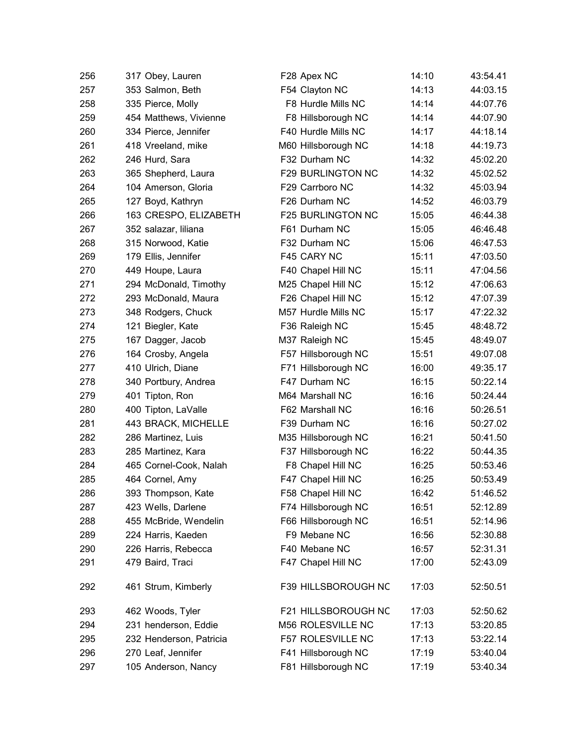| | | | | |
|---|---|---|---|---|
| 256 | 317 Obey, Lauren | F28 Apex NC | 14:10 | 43:54.41 |
| 257 | 353 Salmon, Beth | F54 Clayton NC | 14:13 | 44:03.15 |
| 258 | 335 Pierce, Molly | F8 Hurdle Mills NC | 14:14 | 44:07.76 |
| 259 | 454 Matthews, Vivienne | F8 Hillsborough NC | 14:14 | 44:07.90 |
| 260 | 334 Pierce, Jennifer | F40 Hurdle Mills NC | 14:17 | 44:18.14 |
| 261 | 418 Vreeland, mike | M60 Hillsborough NC | 14:18 | 44:19.73 |
| 262 | 246 Hurd, Sara | F32 Durham NC | 14:32 | 45:02.20 |
| 263 | 365 Shepherd, Laura | F29 BURLINGTON NC | 14:32 | 45:02.52 |
| 264 | 104 Amerson, Gloria | F29 Carrboro NC | 14:32 | 45:03.94 |
| 265 | 127 Boyd, Kathryn | F26 Durham NC | 14:52 | 46:03.79 |
| 266 | 163 CRESPO, ELIZABETH | F25 BURLINGTON NC | 15:05 | 46:44.38 |
| 267 | 352 salazar, liliana | F61 Durham NC | 15:05 | 46:46.48 |
| 268 | 315 Norwood, Katie | F32 Durham NC | 15:06 | 46:47.53 |
| 269 | 179 Ellis, Jennifer | F45 CARY NC | 15:11 | 47:03.50 |
| 270 | 449 Houpe, Laura | F40 Chapel Hill NC | 15:11 | 47:04.56 |
| 271 | 294 McDonald, Timothy | M25 Chapel Hill NC | 15:12 | 47:06.63 |
| 272 | 293 McDonald, Maura | F26 Chapel Hill NC | 15:12 | 47:07.39 |
| 273 | 348 Rodgers, Chuck | M57 Hurdle Mills NC | 15:17 | 47:22.32 |
| 274 | 121 Biegler, Kate | F36 Raleigh NC | 15:45 | 48:48.72 |
| 275 | 167 Dagger, Jacob | M37 Raleigh NC | 15:45 | 48:49.07 |
| 276 | 164 Crosby, Angela | F57 Hillsborough NC | 15:51 | 49:07.08 |
| 277 | 410 Ulrich, Diane | F71 Hillsborough NC | 16:00 | 49:35.17 |
| 278 | 340 Portbury, Andrea | F47 Durham NC | 16:15 | 50:22.14 |
| 279 | 401 Tipton, Ron | M64 Marshall NC | 16:16 | 50:24.44 |
| 280 | 400 Tipton, LaValle | F62 Marshall NC | 16:16 | 50:26.51 |
| 281 | 443 BRACK, MICHELLE | F39 Durham NC | 16:16 | 50:27.02 |
| 282 | 286 Martinez, Luis | M35 Hillsborough NC | 16:21 | 50:41.50 |
| 283 | 285 Martinez, Kara | F37 Hillsborough NC | 16:22 | 50:44.35 |
| 284 | 465 Cornel-Cook, Nalah | F8 Chapel Hill NC | 16:25 | 50:53.46 |
| 285 | 464 Cornel, Amy | F47 Chapel Hill NC | 16:25 | 50:53.49 |
| 286 | 393 Thompson, Kate | F58 Chapel Hill NC | 16:42 | 51:46.52 |
| 287 | 423 Wells, Darlene | F74 Hillsborough NC | 16:51 | 52:12.89 |
| 288 | 455 McBride, Wendelin | F66 Hillsborough NC | 16:51 | 52:14.96 |
| 289 | 224 Harris, Kaeden | F9 Mebane NC | 16:56 | 52:30.88 |
| 290 | 226 Harris, Rebecca | F40 Mebane NC | 16:57 | 52:31.31 |
| 291 | 479 Baird, Traci | F47 Chapel Hill NC | 17:00 | 52:43.09 |
| 292 | 461 Strum, Kimberly | F39 HILLSBOROUGH NC | 17:03 | 52:50.51 |
| 293 | 462 Woods, Tyler | F21 HILLSBOROUGH NC | 17:03 | 52:50.62 |
| 294 | 231 henderson, Eddie | M56 ROLESVILLE NC | 17:13 | 53:20.85 |
| 295 | 232 Henderson, Patricia | F57 ROLESVILLE NC | 17:13 | 53:22.14 |
| 296 | 270 Leaf, Jennifer | F41 Hillsborough NC | 17:19 | 53:40.04 |
| 297 | 105 Anderson, Nancy | F81 Hillsborough NC | 17:19 | 53:40.34 |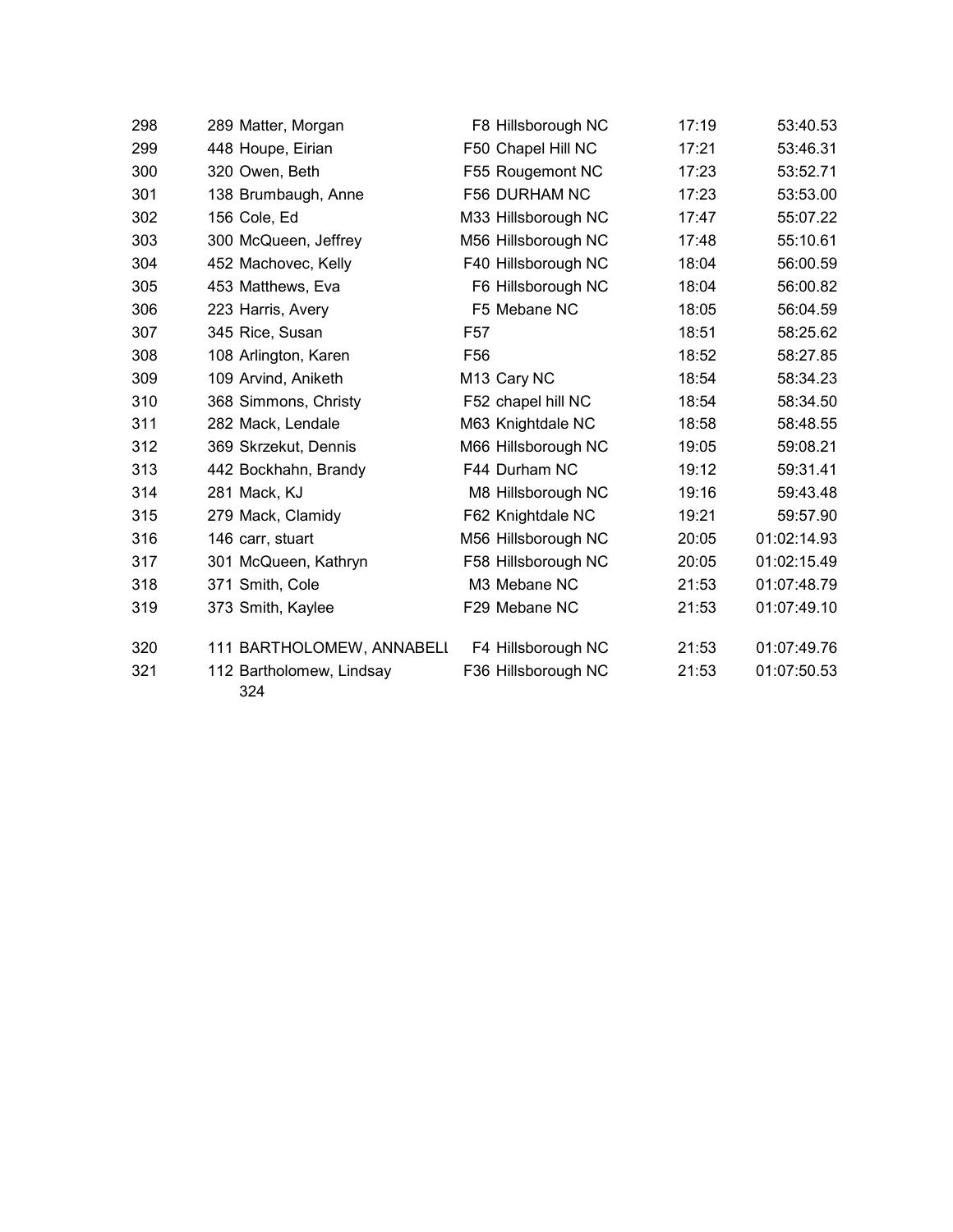| | | | | | |
|---|---|---|---|---|---|
| 298 | 289 Matter, Morgan | F8 | Hillsborough NC | 17:19 | 53:40.53 |
| 299 | 448 Houpe, Eirian | F50 | Chapel Hill NC | 17:21 | 53:46.31 |
| 300 | 320 Owen, Beth | F55 | Rougemont NC | 17:23 | 53:52.71 |
| 301 | 138 Brumbaugh, Anne | F56 | DURHAM NC | 17:23 | 53:53.00 |
| 302 | 156 Cole, Ed | M33 | Hillsborough NC | 17:47 | 55:07.22 |
| 303 | 300 McQueen, Jeffrey | M56 | Hillsborough NC | 17:48 | 55:10.61 |
| 304 | 452 Machovec, Kelly | F40 | Hillsborough NC | 18:04 | 56:00.59 |
| 305 | 453 Matthews, Eva | F6 | Hillsborough NC | 18:04 | 56:00.82 |
| 306 | 223 Harris, Avery | F5 | Mebane NC | 18:05 | 56:04.59 |
| 307 | 345 Rice, Susan | F57 | | 18:51 | 58:25.62 |
| 308 | 108 Arlington, Karen | F56 | | 18:52 | 58:27.85 |
| 309 | 109 Arvind, Aniketh | M13 | Cary NC | 18:54 | 58:34.23 |
| 310 | 368 Simmons, Christy | F52 | chapel hill NC | 18:54 | 58:34.50 |
| 311 | 282 Mack, Lendale | M63 | Knightdale NC | 18:58 | 58:48.55 |
| 312 | 369 Skrzekut, Dennis | M66 | Hillsborough NC | 19:05 | 59:08.21 |
| 313 | 442 Bockhahn, Brandy | F44 | Durham NC | 19:12 | 59:31.41 |
| 314 | 281 Mack, KJ | M8 | Hillsborough NC | 19:16 | 59:43.48 |
| 315 | 279 Mack, Clamidy | F62 | Knightdale NC | 19:21 | 59:57.90 |
| 316 | 146 carr, stuart | M56 | Hillsborough NC | 20:05 | 01:02:14.93 |
| 317 | 301 McQueen, Kathryn | F58 | Hillsborough NC | 20:05 | 01:02:15.49 |
| 318 | 371 Smith, Cole | M3 | Mebane NC | 21:53 | 01:07:48.79 |
| 319 | 373 Smith, Kaylee | F29 | Mebane NC | 21:53 | 01:07:49.10 |
| 320 | 111 BARTHOLOMEW, ANNABELI | F4 | Hillsborough NC | 21:53 | 01:07:49.76 |
| 321 | 112 Bartholomew, Lindsay | F36 | Hillsborough NC | 21:53 | 01:07:50.53 |

324